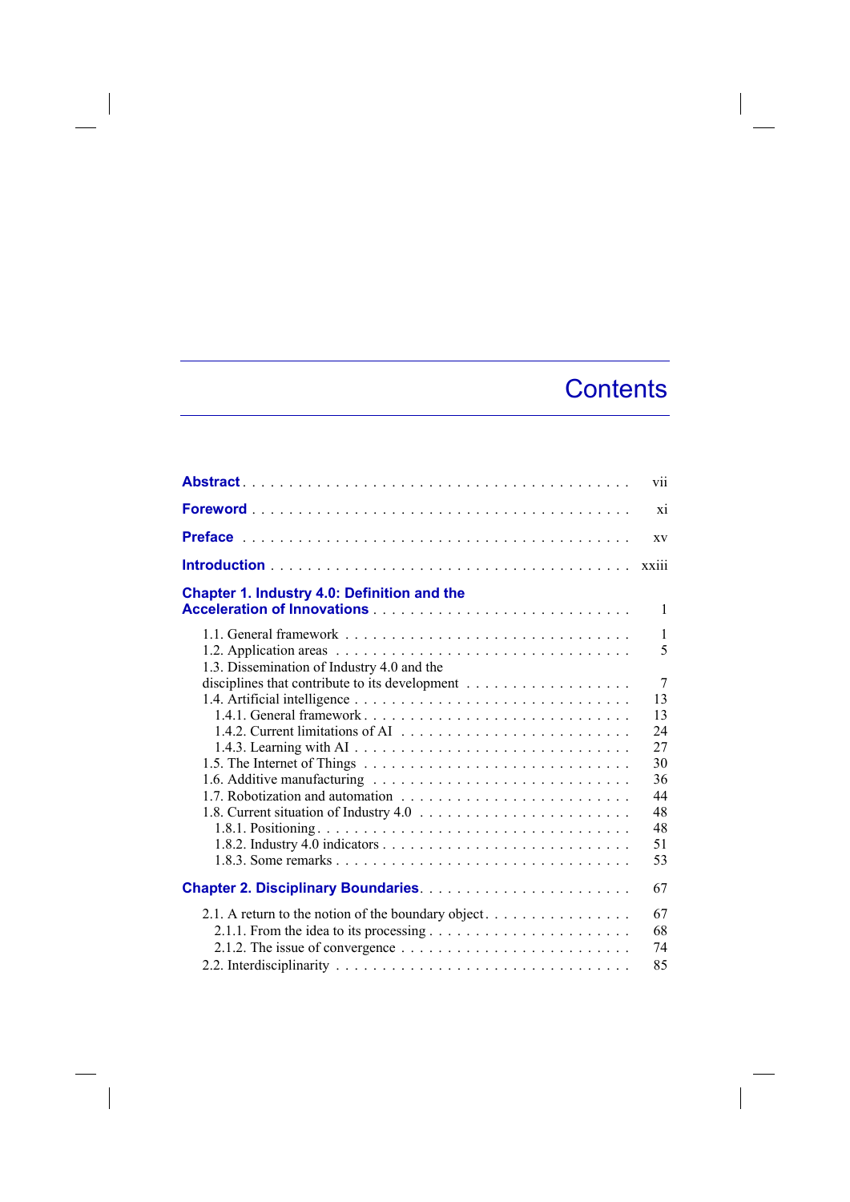# Contents

**Abstract** . . . . . . . . . . vii

**Foreword** . . . . . . . . . . xi

**Preface** . . . . . . . . . . xv

**Introduction** . . . . . . . . . . xxiii

**Chapter 1. Industry 4.0: Definition and the Acceleration of Innovations** . . . . . . . . . . 1

- 1.1. General framework . . . . . . . . . . 1
- 1.2. Application areas . . . . . . . . . . 5
- 1.3. Dissemination of Industry 4.0 and the disciplines that contribute to its development . . . . . . . . . . 7
- 1.4. Artificial intelligence . . . . . . . . . . 13
  - 1.4.1. General framework . . . . . . . . . . 13
  - 1.4.2. Current limitations of AI . . . . . . . . . . 24
  - 1.4.3. Learning with AI . . . . . . . . . . 27
- 1.5. The Internet of Things . . . . . . . . . . 30
- 1.6. Additive manufacturing . . . . . . . . . . 36
- 1.7. Robotization and automation . . . . . . . . . . 44
- 1.8. Current situation of Industry 4.0 . . . . . . . . . . 48
  - 1.8.1. Positioning . . . . . . . . . . 48
  - 1.8.2. Industry 4.0 indicators . . . . . . . . . . 51
  - 1.8.3. Some remarks . . . . . . . . . . 53

**Chapter 2. Disciplinary Boundaries** . . . . . . . . . . 67

- 2.1. A return to the notion of the boundary object . . . . . . . . . . 67
  - 2.1.1. From the idea to its processing . . . . . . . . . . 68
  - 2.1.2. The issue of convergence . . . . . . . . . . 74
- 2.2. Interdisciplinarity . . . . . . . . . . 85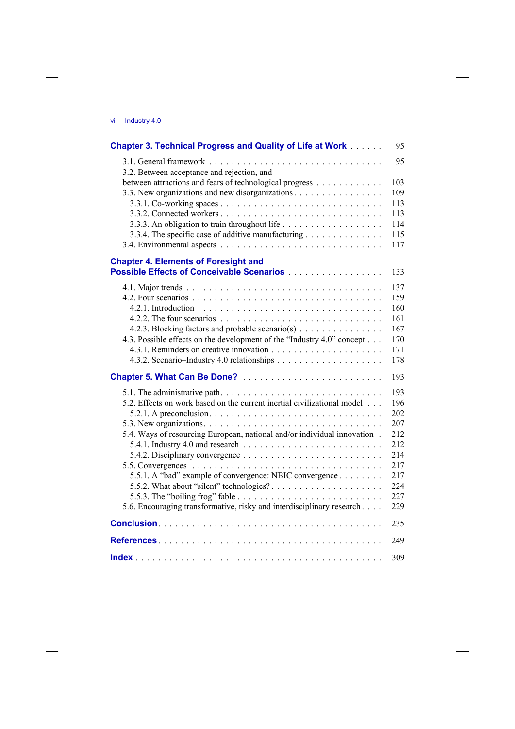**Chapter 3. Technical Progress and Quality of Life at Work** . . . . . . 95

3.1. General framework . . . . . . . . . . . . . . . . . . . . . . . . . . . . . 95
3.2. Between acceptance and rejection, and between attractions and fears of technological progress . . . . . . . . . . . . 103
3.3. New organizations and new disorganizations . . . . . . . . . . . . . . . . 109
  3.3.1. Co-working spaces . . . . . . . . . . . . . . . . . . . . . . . . . . 113
  3.3.2. Connected workers . . . . . . . . . . . . . . . . . . . . . . . . . . 113
  3.3.3. An obligation to train throughout life . . . . . . . . . . . . . . . . . . 114
  3.3.4. The specific case of additive manufacturing . . . . . . . . . . . . . . 115
3.4. Environmental aspects . . . . . . . . . . . . . . . . . . . . . . . . . . . 117

**Chapter 4. Elements of Foresight and Possible Effects of Conceivable Scenarios** . . . . . . . . . . . . . . . . 133

4.1. Major trends . . . . . . . . . . . . . . . . . . . . . . . . . . . . . . . 137
4.2. Four scenarios . . . . . . . . . . . . . . . . . . . . . . . . . . . . . . 159
  4.2.1. Introduction . . . . . . . . . . . . . . . . . . . . . . . . . . . . . 160
  4.2.2. The four scenarios . . . . . . . . . . . . . . . . . . . . . . . . . . 161
  4.2.3. Blocking factors and probable scenario(s) . . . . . . . . . . . . . . . 167
4.3. Possible effects on the development of the "Industry 4.0" concept . . . 170
  4.3.1. Reminders on creative innovation . . . . . . . . . . . . . . . . . . . 171
  4.3.2. Scenario–Industry 4.0 relationships . . . . . . . . . . . . . . . . . . 178

**Chapter 5. What Can Be Done?** . . . . . . . . . . . . . . . . . . . . . . . . 193

5.1. The administrative path. . . . . . . . . . . . . . . . . . . . . . . . . . . 193
5.2. Effects on work based on the current inertial civilizational model . . . 196
  5.2.1. A preconclusion. . . . . . . . . . . . . . . . . . . . . . . . . . . . 202
5.3. New organizations. . . . . . . . . . . . . . . . . . . . . . . . . . . . . 207
5.4. Ways of resourcing European, national and/or individual innovation . 212
  5.4.1. Industry 4.0 and research . . . . . . . . . . . . . . . . . . . . . . . 212
  5.4.2. Disciplinary convergence . . . . . . . . . . . . . . . . . . . . . . . 214
5.5. Convergences . . . . . . . . . . . . . . . . . . . . . . . . . . . . . . . 217
  5.5.1. A "bad" example of convergence: NBIC convergence . . . . . . . . 217
  5.5.2. What about "silent" technologies? . . . . . . . . . . . . . . . . . . . 224
  5.5.3. The "boiling frog" fable . . . . . . . . . . . . . . . . . . . . . . . . 227
5.6. Encouraging transformative, risky and interdisciplinary research . . . . 229

**Conclusion** . . . . . . . . . . . . . . . . . . . . . . . . . . . . . . . . . . . 235

**References** . . . . . . . . . . . . . . . . . . . . . . . . . . . . . . . . . . . 249

**Index** . . . . . . . . . . . . . . . . . . . . . . . . . . . . . . . . . . . . . . 309